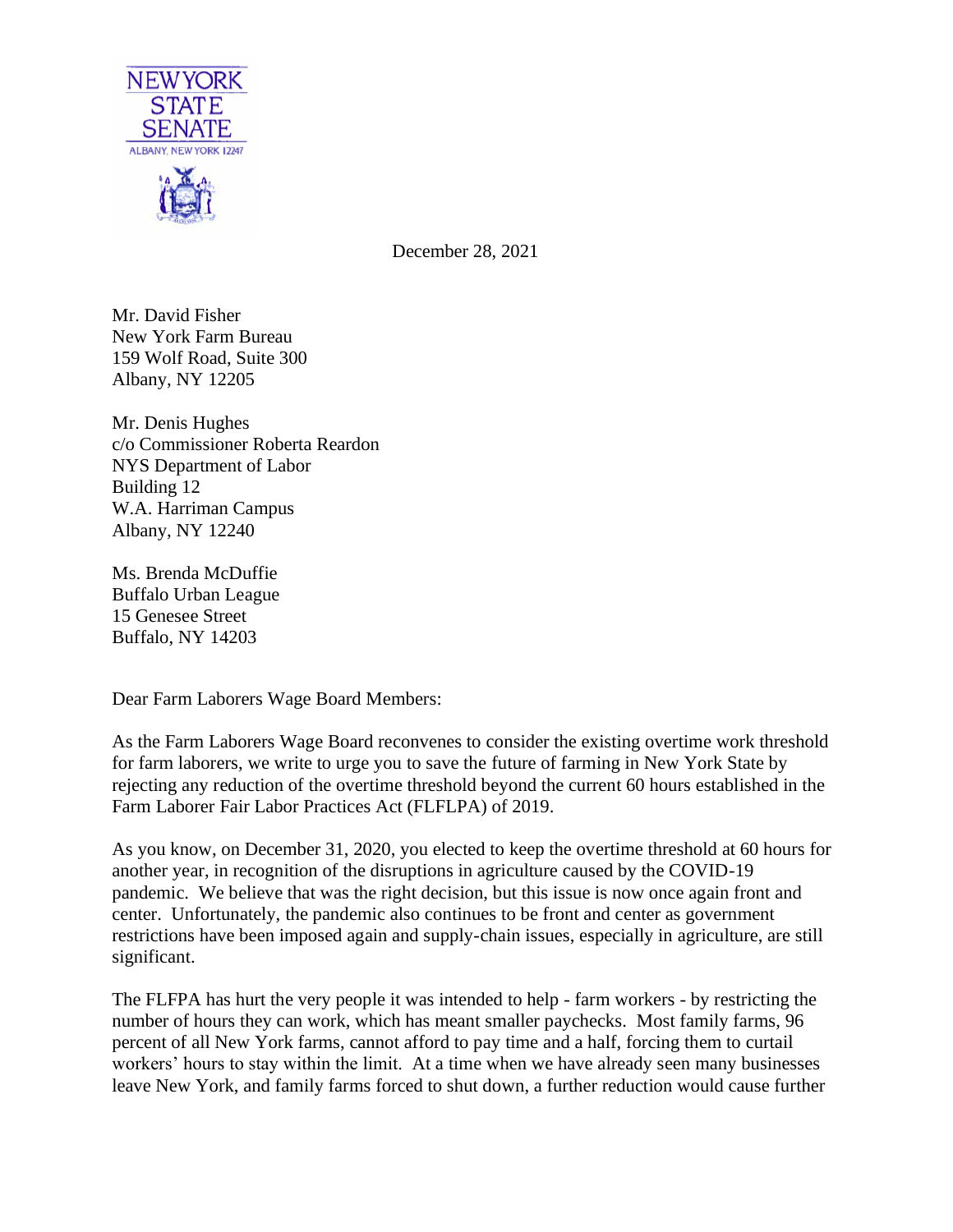NEW YORK STATE SENATE

ALBANY, NEW YORK 12247

December 28, 2021

Mr. David Fisher
New York Farm Bureau
159 Wolf Road, Suite 300
Albany, NY 12205

Mr. Denis Hughes
c/o Commissioner Roberta Reardon
NYS Department of Labor
Building 12
W.A. Harriman Campus
Albany, NY 12240

Ms. Brenda McDuffie
Buffalo Urban League
15 Genesee Street
Buffalo, NY 14203

Dear Farm Laborers Wage Board Members:

As the Farm Laborers Wage Board reconvenes to consider the existing overtime work threshold for farm laborers, we write to urge you to save the future of farming in New York State by rejecting any reduction of the overtime threshold beyond the current 60 hours established in the Farm Laborer Fair Labor Practices Act (FLFLPA) of 2019.

As you know, on December 31, 2020, you elected to keep the overtime threshold at 60 hours for another year, in recognition of the disruptions in agriculture caused by the COVID-19 pandemic. We believe that was the right decision, but this issue is now once again front and center. Unfortunately, the pandemic also continues to be front and center as government restrictions have been imposed again and supply-chain issues, especially in agriculture, are still significant.

The FLFPA has hurt the very people it was intended to help - farm workers - by restricting the number of hours they can work, which has meant smaller paychecks. Most family farms, 96 percent of all New York farms, cannot afford to pay time and a half, forcing them to curtail workers' hours to stay within the limit. At a time when we have already seen many businesses leave New York, and family farms forced to shut down, a further reduction would cause further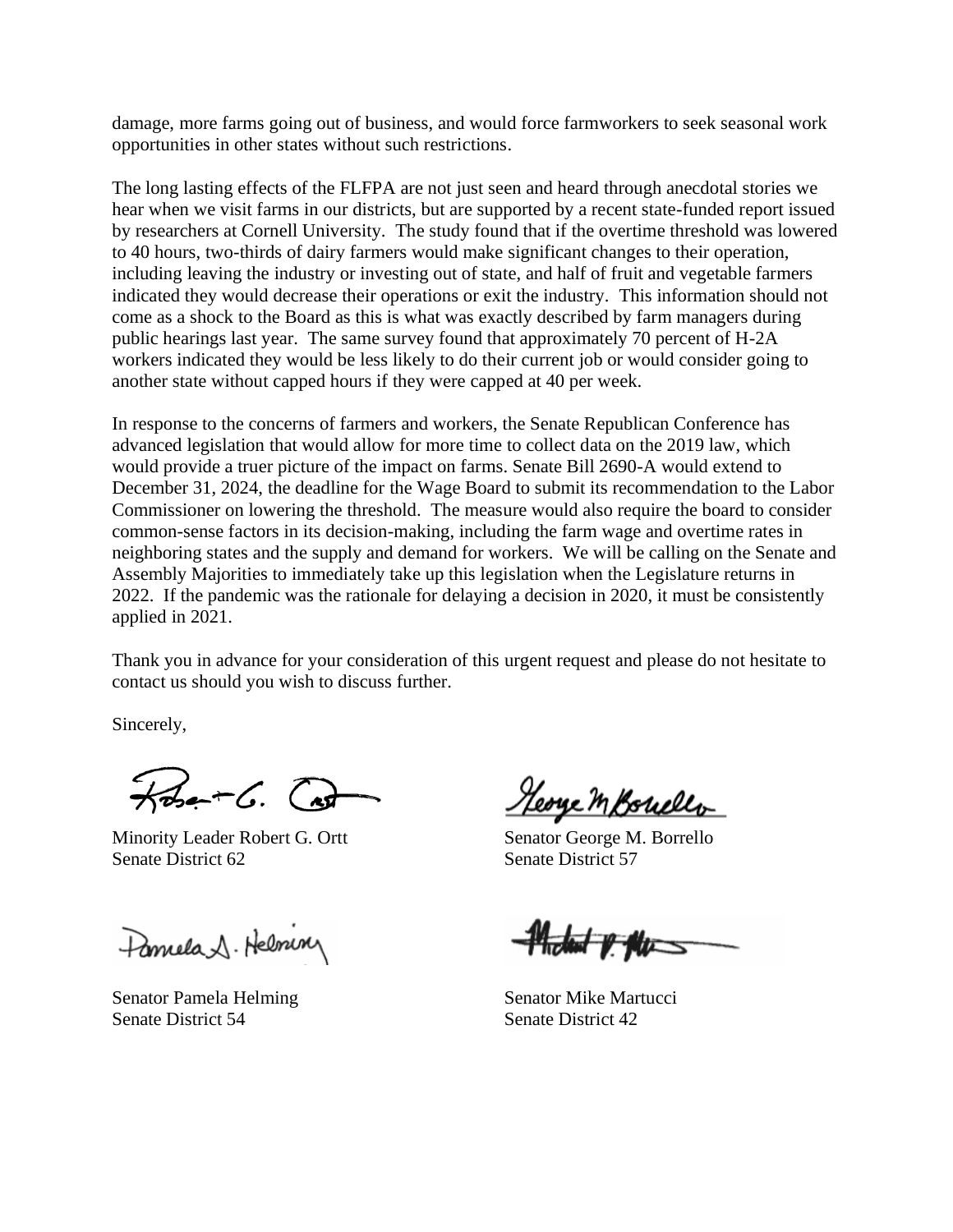damage, more farms going out of business, and would force farmworkers to seek seasonal work opportunities in other states without such restrictions.

The long lasting effects of the FLFPA are not just seen and heard through anecdotal stories we hear when we visit farms in our districts, but are supported by a recent state-funded report issued by researchers at Cornell University. The study found that if the overtime threshold was lowered to 40 hours, two-thirds of dairy farmers would make significant changes to their operation, including leaving the industry or investing out of state, and half of fruit and vegetable farmers indicated they would decrease their operations or exit the industry. This information should not come as a shock to the Board as this is what was exactly described by farm managers during public hearings last year. The same survey found that approximately 70 percent of H-2A workers indicated they would be less likely to do their current job or would consider going to another state without capped hours if they were capped at 40 per week.

In response to the concerns of farmers and workers, the Senate Republican Conference has advanced legislation that would allow for more time to collect data on the 2019 law, which would provide a truer picture of the impact on farms. Senate Bill 2690-A would extend to December 31, 2024, the deadline for the Wage Board to submit its recommendation to the Labor Commissioner on lowering the threshold. The measure would also require the board to consider common-sense factors in its decision-making, including the farm wage and overtime rates in neighboring states and the supply and demand for workers. We will be calling on the Senate and Assembly Majorities to immediately take up this legislation when the Legislature returns in 2022. If the pandemic was the rationale for delaying a decision in 2020, it must be consistently applied in 2021.

Thank you in advance for your consideration of this urgent request and please do not hesitate to contact us should you wish to discuss further.

Sincerely,

Minority Leader Robert G. Ortt
Senate District 62

Senator George M. Borrello
Senate District 57

Senator Pamela Helming
Senate District 54

Senator Mike Martucci
Senate District 42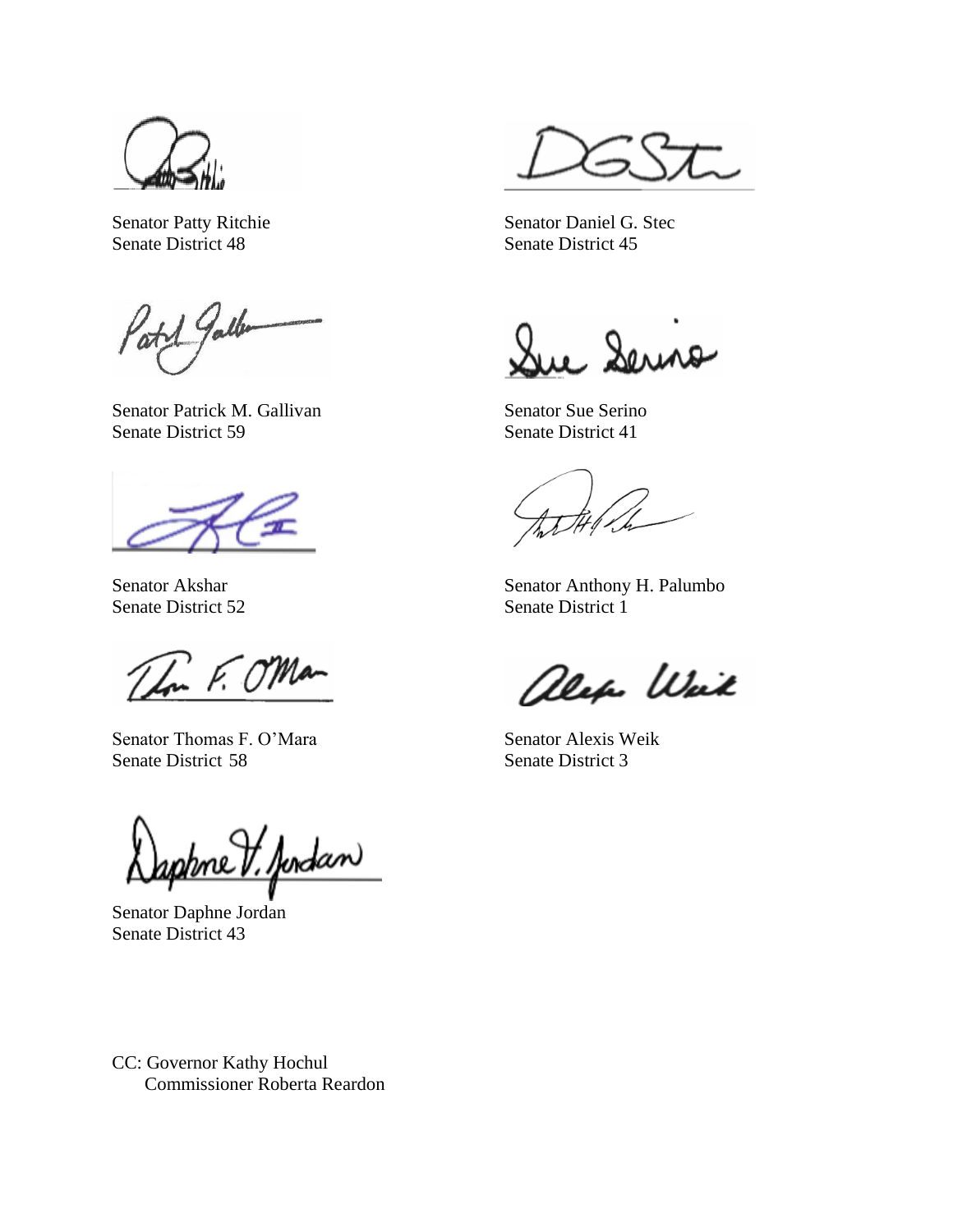Senator Patty Ritchie
Senate District 48

Senator Daniel G. Stec
Senate District 45

Senator Patrick M. Gallivan
Senate District 59

Senator Sue Serino
Senate District 41

Senator Akshar
Senate District 52

Senator Anthony H. Palumbo
Senate District 1

Senator Thomas F. O'Mara
Senate District 58

Senator Alexis Weik
Senate District 3

Senator Daphne Jordan
Senate District 43

CC: Governor Kathy Hochul
Commissioner Roberta Reardon